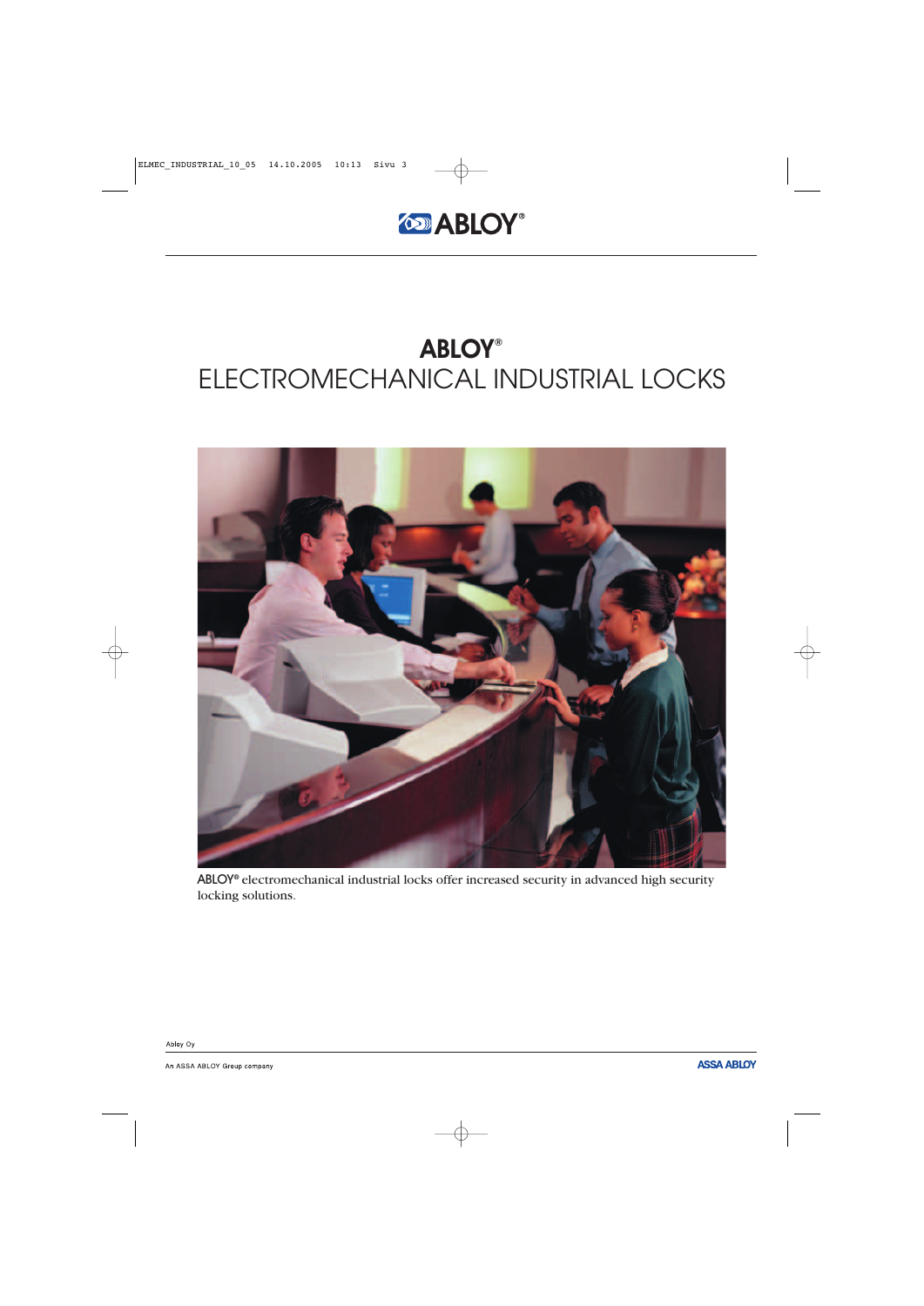ABLOY®

# ABLOY®
# ELECTROMECHANICAL INDUSTRIAL LOCKS

ABLOY® electromechanical industrial locks offer increased security in advanced high security locking solutions.

Abloy Oy

An ASSA ABLOY Group company

ASSA ABLOY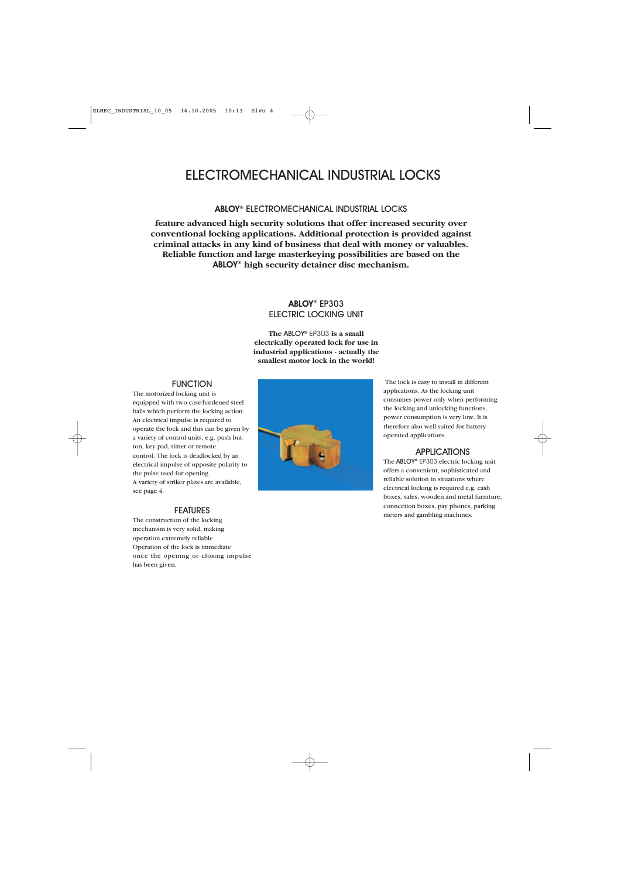# ELECTROMECHANICAL INDUSTRIAL LOCKS

## ABLOY® ELECTROMECHANICAL INDUSTRIAL LOCKS

**feature advanced high security solutions that offer increased security over conventional locking applications. Additional protection is provided against criminal attacks in any kind of business that deal with money or valuables. Reliable function and large masterkeying possibilities are based on the ABLOY® high security detainer disc mechanism.**

## ABLOY® EP303 ELECTRIC LOCKING UNIT

**The ABLOY® EP303 is a small electrically operated lock for use in industrial applications - actually the smallest motor lock in the world!**

### FUNCTION

The motorized locking unit is equipped with two case-hardened steel balls which perform the locking action. An electrical impulse is required to operate the lock and this can be given by a variety of control units, e.g. push button, key pad, timer or remote control. The lock is deadlocked by an electrical impulse of opposite polarity to the pulse used for opening.
A variety of striker plates are available, see page 4.

### FEATURES

The construction of the locking mechanism is very solid, making operation extremely reliable.
Operation of the lock is immediate once the opening or closing impulse has been given.

The lock is easy to install in different applications. As the locking unit consumes power only when performing the locking and unlocking functions, power consumption is very low. It is therefore also well-suited for battery-operated applications.

### APPLICATIONS

The ABLOY® EP303 electric locking unit offers a convenient, sophisticated and reliable solution in situations where electrical locking is required e.g. cash boxes, safes, wooden and metal furniture, connection boxes, pay phones, parking meters and gambling machines.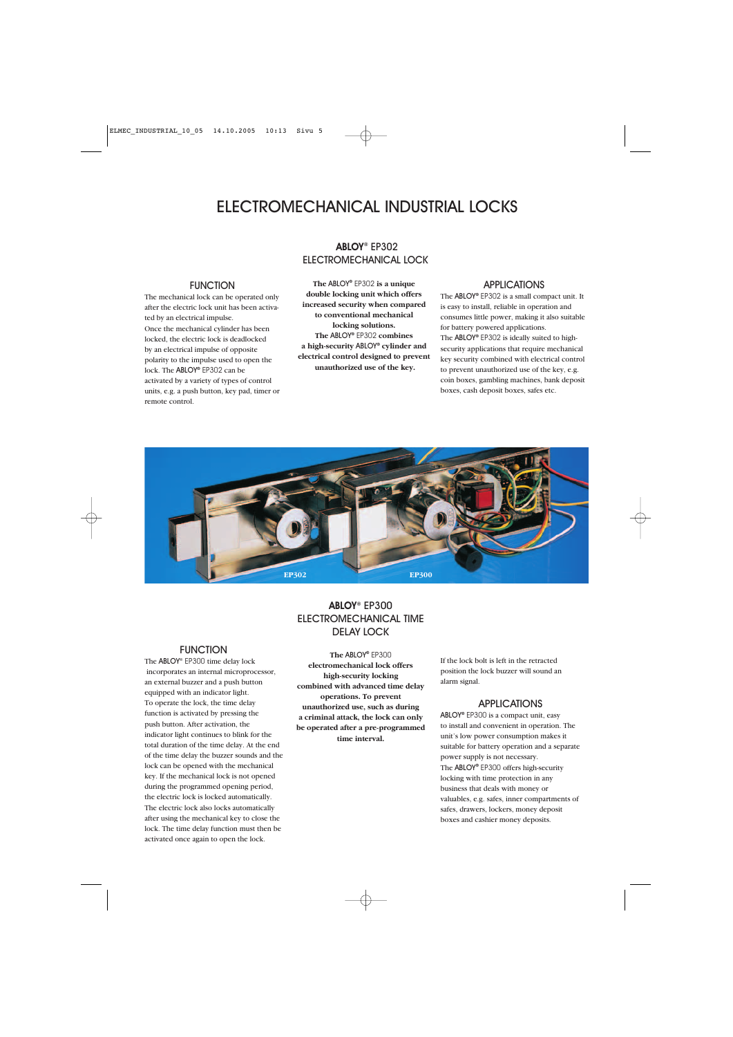# ELECTROMECHANICAL INDUSTRIAL LOCKS

## ABLOY® EP302 ELECTROMECHANICAL LOCK

**The ABLOY® EP302 is a unique double locking unit which offers increased security when compared to conventional mechanical locking solutions. The ABLOY® EP302 combines a high-security ABLOY® cylinder and electrical control designed to prevent unauthorized use of the key.**

### FUNCTION

The mechanical lock can be operated only after the electric lock unit has been activated by an electrical impulse. Once the mechanical cylinder has been locked, the electric lock is deadlocked by an electrical impulse of opposite polarity to the impulse used to open the lock. The ABLOY® EP302 can be activated by a variety of types of control units, e.g. a push button, key pad, timer or remote control.

### APPLICATIONS

The ABLOY® EP302 is a small compact unit. It is easy to install, reliable in operation and consumes little power, making it also suitable for battery powered applications. The ABLOY® EP302 is ideally suited to high-security applications that require mechanical key security combined with electrical control to prevent unauthorized use of the key, e.g. coin boxes, gambling machines, bank deposit boxes, cash deposit boxes, safes etc.

EP302 EP300

## ABLOY® EP300 ELECTROMECHANICAL TIME DELAY LOCK

**The ABLOY® EP300 electromechanical lock offers high-security locking combined with advanced time delay operations. To prevent unauthorized use, such as during a criminal attack, the lock can only be operated after a pre-programmed time interval.**

### FUNCTION

The ABLOY® EP300 time delay lock incorporates an internal microprocessor, an external buzzer and a push button equipped with an indicator light. To operate the lock, the time delay function is activated by pressing the push button. After activation, the indicator light continues to blink for the total duration of the time delay. At the end of the time delay the buzzer sounds and the lock can be opened with the mechanical key. If the mechanical lock is not opened during the programmed opening period, the electric lock is locked automatically. The electric lock also locks automatically after using the mechanical key to close the lock. The time delay function must then be activated once again to open the lock.

If the lock bolt is left in the retracted position the lock buzzer will sound an alarm signal.

### APPLICATIONS

ABLOY® EP300 is a compact unit, easy to install and convenient in operation. The unit's low power consumption makes it suitable for battery operation and a separate power supply is not necessary. The ABLOY® EP300 offers high-security locking with time protection in any business that deals with money or valuables, e.g. safes, inner compartments of safes, drawers, lockers, money deposit boxes and cashier money deposits.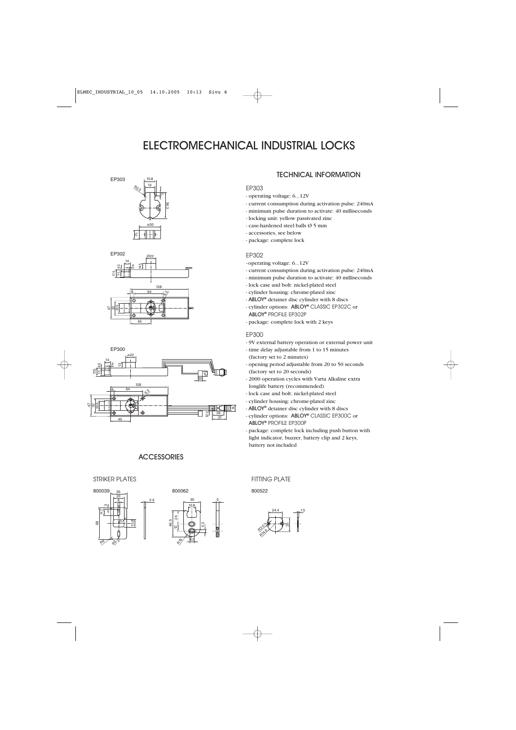# ELECTROMECHANICAL INDUSTRIAL LOCKS

EP303

EP302

EP300

## TECHNICAL INFORMATION

### EP303

- operating voltage: 6...12V
- current consumption during activation pulse: 240mA
- minimum pulse duration to activate: 40 milliseconds
- locking unit: yellow passivated zinc
- case-hardened steel balls Ø 5 mm
- accessories, see below
- package: complete lock

### EP302

- operating voltage: 6...12V
- current consumption during activation pulse: 240mA
- minimum pulse duration to activate: 40 milliseconds
- lock case and bolt: nickel-plated steel
- cylinder housing: chrome-plated zinc
- ABLOY® detainer disc cylinder with 8 discs
- cylinder options: ABLOY® CLASSIC EP302C or ABLOY® PROFILE EP302P
- package: complete lock with 2 keys

### EP300

- 9V external battery operation or external power unit
- time delay adjustable from 1 to 15 minutes (factory set to 2 minutes)
- opening period adjustable from 20 to 50 seconds (factory set to 20 seconds)
- 2000 operation cycles with Varta Alkaline extra longlife battery (recommended)
- lock case and bolt: nickel-plated steel
- cylinder housing: chrome-plated zinc
- ABLOY® detainer disc cylinder with 8 discs
- cylinder options: ABLOY® CLASSIC EP300C or ABLOY® PROFILE EP300P
- package: complete lock including push button with light indicator, buzzer, battery clip and 2 keys, battery not included

## ACCESSORIES

### STRIKER PLATES

800039

800062

### FITTING PLATE

800522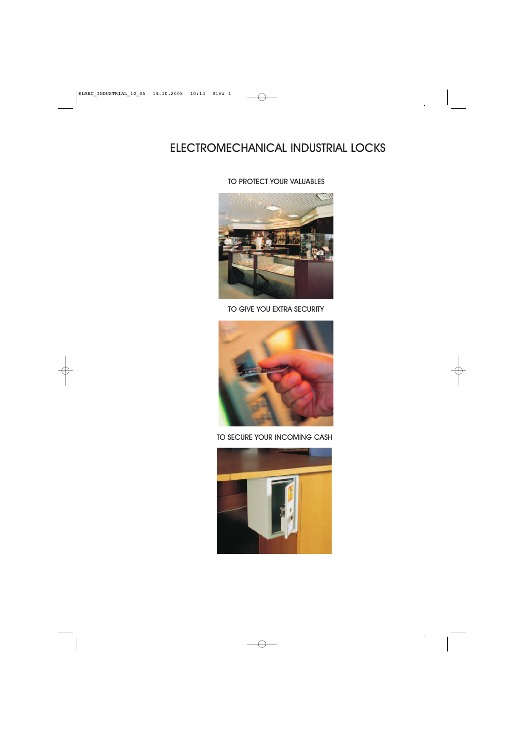# ELECTROMECHANICAL INDUSTRIAL LOCKS

TO PROTECT YOUR VALUABLES

TO GIVE YOU EXTRA SECURITY

TO SECURE YOUR INCOMING CASH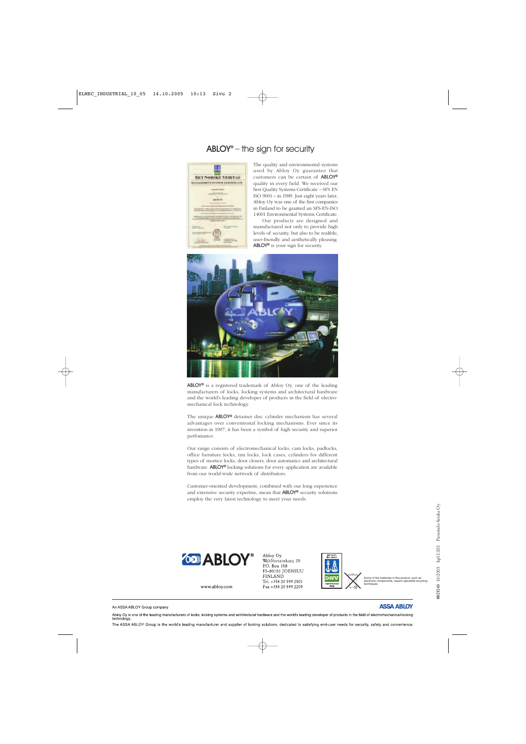# ABLOY® – the sign for security

The quality and environmental systems used by Abloy Oy guarantee that customers can be certain of ABLOY® quality in every field. We received our first Quality Systems Certificate – SFS EN ISO 9001 – in 1989. Just eight years later, Abloy Oy was one of the first companies in Finland to be granted an SFS-EN-ISO 14001 Environmental Systems Certificate.

Our products are designed and manufactured not only to provide high levels of security, but also to be realible, user-friendly and aesthetically pleasing. ABLOY® is your sign for security.

ABLOY® is a registered trademark of Abloy Oy, one of the leading manufacturers of locks, locking systems and architectural hardware and the world's leading developer of products in the field of electro-mechanical lock technology.

The unique ABLOY® detainer disc cylinder mechanism has several advantages over conventional locking mechanisms. Ever since its invention in 1907, it has been a symbol of high security and superior perfomance.

Our range consists of electromechanical locks, cam locks, padlocks, office furniture locks, rim locks, lock cases, cylinders for different types of mortice locks, door closers, door automatics and architectural hardware. ABLOY® locking solutions for every application are available from our world-wide network of distributors.

Customer-oriented development, combined with our long experience and extensive security expertise, mean that ABLOY® security solutions employ the very latest technology to meet your needs.

ABLOY®

www.abloy.com

Abloy Oy
Wahlforssinkatu 20
P.O. Box 108
FI–80101 JOENSUU
FINLAND
Tel. +358 20 599 2501
Fax +358 20 599 2209

Some of the materials in this product, such as electronic components, require specialist recycling techniques.

8801043 10/2005 kpl 2.000 Painotalo Seiska Oy

An ASSA ABLOY Group company

ASSA ABLOY

Abloy Oy is one of the leading manufacturers of locks, locking systems and architectural hardware and the world's leading developer of products in the field of electromechanical locking technology.

The ASSA ABLOY Group is the world's leading manufacturer and supplier of locking solutions, dedicated to satisfying end-user needs for security, safety and convenience.